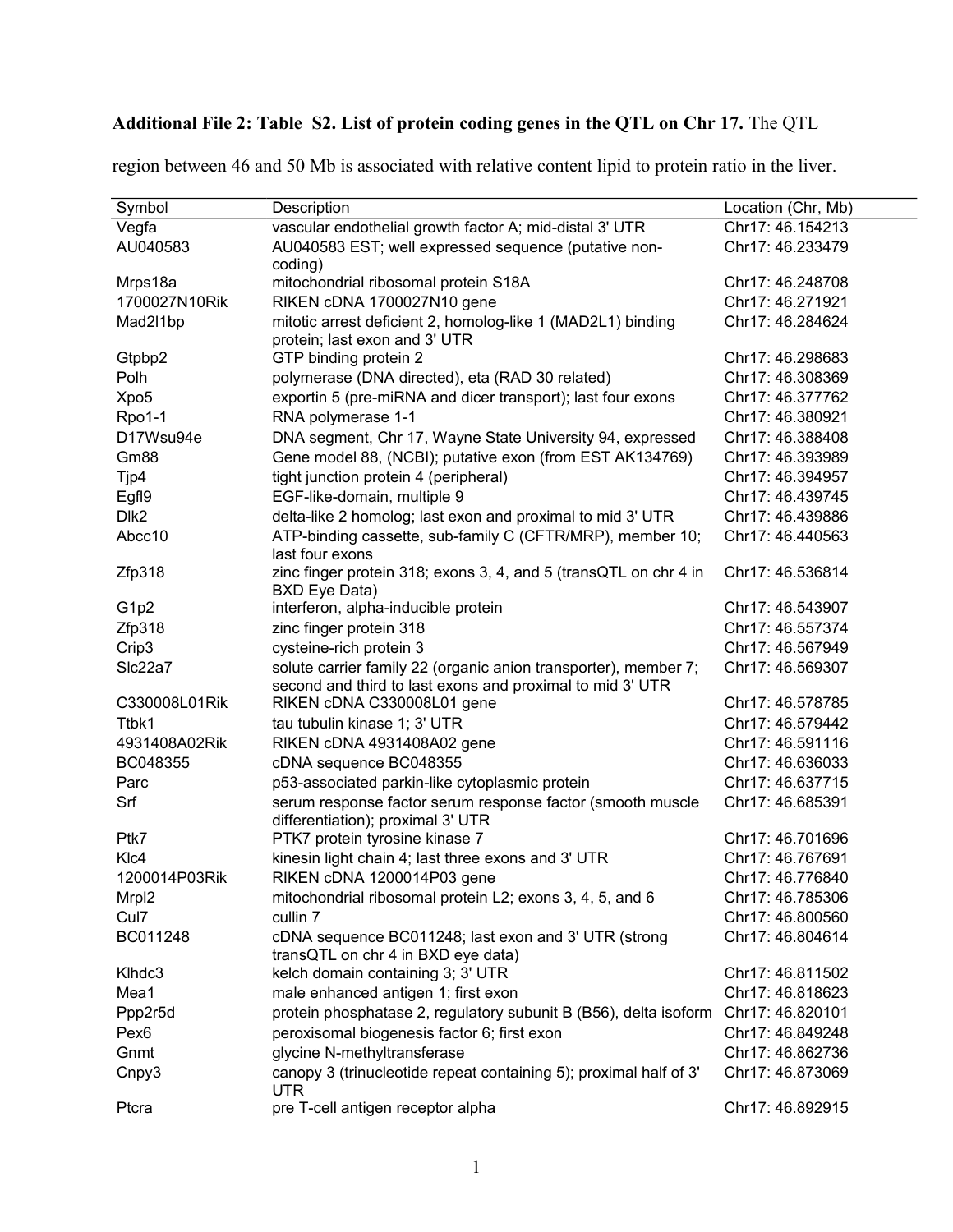**Additional File 2: Table S2. List of protein coding genes in the QTL on Chr 17.** The QTL region between 46 and 50 Mb is associated with relative content lipid to protein ratio in the liver.

| Symbol | Description | Location (Chr, Mb) |
|---|---|---|
| Vegfa | vascular endothelial growth factor A; mid-distal 3' UTR | Chr17: 46.154213 |
| AU040583 | AU040583 EST; well expressed sequence (putative non-coding) | Chr17: 46.233479 |
| Mrps18a | mitochondrial ribosomal protein S18A | Chr17: 46.248708 |
| 1700027N10Rik | RIKEN cDNA 1700027N10 gene | Chr17: 46.271921 |
| Mad2l1bp | mitotic arrest deficient 2, homolog-like 1 (MAD2L1) binding protein; last exon and 3' UTR | Chr17: 46.284624 |
| Gtpbp2 | GTP binding protein 2 | Chr17: 46.298683 |
| Polh | polymerase (DNA directed), eta (RAD 30 related) | Chr17: 46.308369 |
| Xpo5 | exportin 5 (pre-miRNA and dicer transport); last four exons | Chr17: 46.377762 |
| Rpo1-1 | RNA polymerase 1-1 | Chr17: 46.380921 |
| D17Wsu94e | DNA segment, Chr 17, Wayne State University 94, expressed | Chr17: 46.388408 |
| Gm88 | Gene model 88, (NCBI); putative exon (from EST AK134769) | Chr17: 46.393989 |
| Tjp4 | tight junction protein 4 (peripheral) | Chr17: 46.394957 |
| Egfl9 | EGF-like-domain, multiple 9 | Chr17: 46.439745 |
| Dlk2 | delta-like 2 homolog; last exon and proximal to mid 3' UTR | Chr17: 46.439886 |
| Abcc10 | ATP-binding cassette, sub-family C (CFTR/MRP), member 10; last four exons | Chr17: 46.440563 |
| Zfp318 | zinc finger protein 318; exons 3, 4, and 5 (transQTL on chr 4 in BXD Eye Data) | Chr17: 46.536814 |
| G1p2 | interferon, alpha-inducible protein | Chr17: 46.543907 |
| Zfp318 | zinc finger protein 318 | Chr17: 46.557374 |
| Crip3 | cysteine-rich protein 3 | Chr17: 46.567949 |
| Slc22a7 | solute carrier family 22 (organic anion transporter), member 7; second and third to last exons and proximal to mid 3' UTR | Chr17: 46.569307 |
| C330008L01Rik | RIKEN cDNA C330008L01 gene | Chr17: 46.578785 |
| Ttbk1 | tau tubulin kinase 1; 3' UTR | Chr17: 46.579442 |
| 4931408A02Rik | RIKEN cDNA 4931408A02 gene | Chr17: 46.591116 |
| BC048355 | cDNA sequence BC048355 | Chr17: 46.636033 |
| Parc | p53-associated parkin-like cytoplasmic protein | Chr17: 46.637715 |
| Srf | serum response factor serum response factor (smooth muscle differentiation); proximal 3' UTR | Chr17: 46.685391 |
| Ptk7 | PTK7 protein tyrosine kinase 7 | Chr17: 46.701696 |
| Klc4 | kinesin light chain 4; last three exons and 3' UTR | Chr17: 46.767691 |
| 1200014P03Rik | RIKEN cDNA 1200014P03 gene | Chr17: 46.776840 |
| Mrpl2 | mitochondrial ribosomal protein L2; exons 3, 4, 5, and 6 | Chr17: 46.785306 |
| Cul7 | cullin 7 | Chr17: 46.800560 |
| BC011248 | cDNA sequence BC011248; last exon and 3' UTR (strong transQTL on chr 4 in BXD eye data) | Chr17: 46.804614 |
| Klhdc3 | kelch domain containing 3; 3' UTR | Chr17: 46.811502 |
| Mea1 | male enhanced antigen 1; first exon | Chr17: 46.818623 |
| Ppp2r5d | protein phosphatase 2, regulatory subunit B (B56), delta isoform | Chr17: 46.820101 |
| Pex6 | peroxisomal biogenesis factor 6; first exon | Chr17: 46.849248 |
| Gnmt | glycine N-methyltransferase | Chr17: 46.862736 |
| Cnpy3 | canopy 3 (trinucleotide repeat containing 5); proximal half of 3' UTR | Chr17: 46.873069 |
| Ptcra | pre T-cell antigen receptor alpha | Chr17: 46.892915 |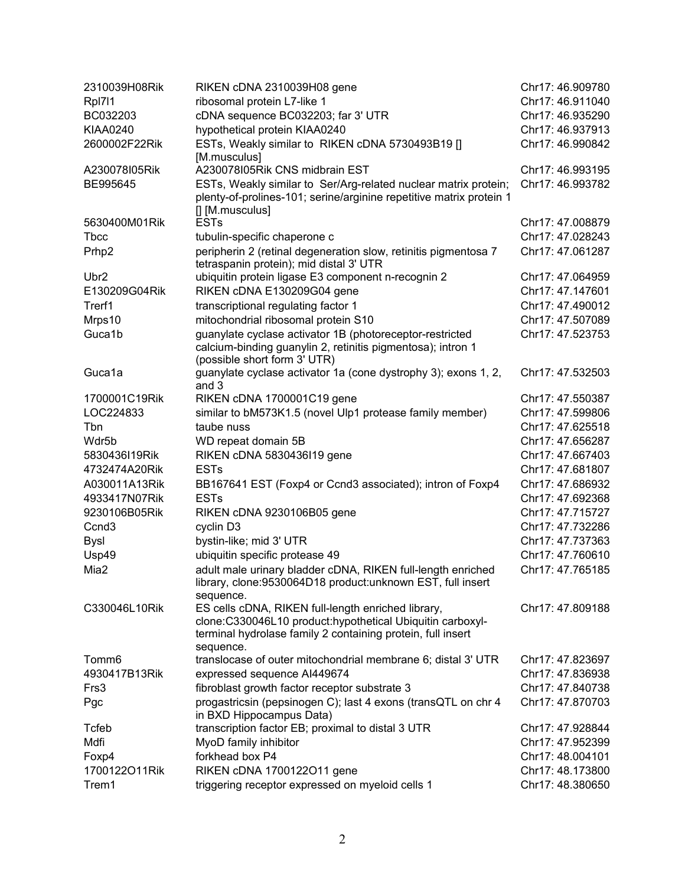| | | |
|---|---|---|
| 2310039H08Rik | RIKEN cDNA 2310039H08 gene | Chr17: 46.909780 |
| Rpl7l1 | ribosomal protein L7-like 1 | Chr17: 46.911040 |
| BC032203 | cDNA sequence BC032203; far 3' UTR | Chr17: 46.935290 |
| KIAA0240 | hypothetical protein KIAA0240 | Chr17: 46.937913 |
| 2600002F22Rik | ESTs, Weakly similar to RIKEN cDNA 5730493B19 [] [M.musculus] | Chr17: 46.990842 |
| A230078I05Rik | A230078I05Rik CNS midbrain EST | Chr17: 46.993195 |
| BE995645 | ESTs, Weakly similar to Ser/Arg-related nuclear matrix protein; plenty-of-prolines-101; serine/arginine repetitive matrix protein 1 [] [M.musculus] | Chr17: 46.993782 |
| 5630400M01Rik | ESTs | Chr17: 47.008879 |
| Tbcc | tubulin-specific chaperone c | Chr17: 47.028243 |
| Prhp2 | peripherin 2 (retinal degeneration slow, retinitis pigmentosa 7 tetraspanin protein); mid distal 3' UTR | Chr17: 47.061287 |
| Ubr2 | ubiquitin protein ligase E3 component n-recognin 2 | Chr17: 47.064959 |
| E130209G04Rik | RIKEN cDNA E130209G04 gene | Chr17: 47.147601 |
| Trerf1 | transcriptional regulating factor 1 | Chr17: 47.490012 |
| Mrps10 | mitochondrial ribosomal protein S10 | Chr17: 47.507089 |
| Guca1b | guanylate cyclase activator 1B (photoreceptor-restricted calcium-binding guanylin 2, retinitis pigmentosa); intron 1 (possible short form 3' UTR) | Chr17: 47.523753 |
| Guca1a | guanylate cyclase activator 1a (cone dystrophy 3); exons 1, 2, and 3 | Chr17: 47.532503 |
| 1700001C19Rik | RIKEN cDNA 1700001C19 gene | Chr17: 47.550387 |
| LOC224833 | similar to bM573K1.5 (novel Ulp1 protease family member) | Chr17: 47.599806 |
| Tbn | taube nuss | Chr17: 47.625518 |
| Wdr5b | WD repeat domain 5B | Chr17: 47.656287 |
| 5830436I19Rik | RIKEN cDNA 5830436I19 gene | Chr17: 47.667403 |
| 4732474A20Rik | ESTs | Chr17: 47.681807 |
| A030011A13Rik | BB167641 EST (Foxp4 or Ccnd3 associated); intron of Foxp4 | Chr17: 47.686932 |
| 4933417N07Rik | ESTs | Chr17: 47.692368 |
| 9230106B05Rik | RIKEN cDNA 9230106B05 gene | Chr17: 47.715727 |
| Ccnd3 | cyclin D3 | Chr17: 47.732286 |
| Bysl | bystin-like; mid 3' UTR | Chr17: 47.737363 |
| Usp49 | ubiquitin specific protease 49 | Chr17: 47.760610 |
| Mia2 | adult male urinary bladder cDNA, RIKEN full-length enriched library, clone:9530064D18 product:unknown EST, full insert sequence. | Chr17: 47.765185 |
| C330046L10Rik | ES cells cDNA, RIKEN full-length enriched library, clone:C330046L10 product:hypothetical Ubiquitin carboxyl-terminal hydrolase family 2 containing protein, full insert sequence. | Chr17: 47.809188 |
| Tomm6 | translocase of outer mitochondrial membrane 6; distal 3' UTR | Chr17: 47.823697 |
| 4930417B13Rik | expressed sequence AI449674 | Chr17: 47.836938 |
| Frs3 | fibroblast growth factor receptor substrate 3 | Chr17: 47.840738 |
| Pgc | progastricsin (pepsinogen C); last 4 exons (transQTL on chr 4 in BXD Hippocampus Data) | Chr17: 47.870703 |
| Tcfeb | transcription factor EB; proximal to distal 3 UTR | Chr17: 47.928844 |
| Mdfi | MyoD family inhibitor | Chr17: 47.952399 |
| Foxp4 | forkhead box P4 | Chr17: 48.004101 |
| 1700122O11Rik | RIKEN cDNA 1700122O11 gene | Chr17: 48.173800 |
| Trem1 | triggering receptor expressed on myeloid cells 1 | Chr17: 48.380650 |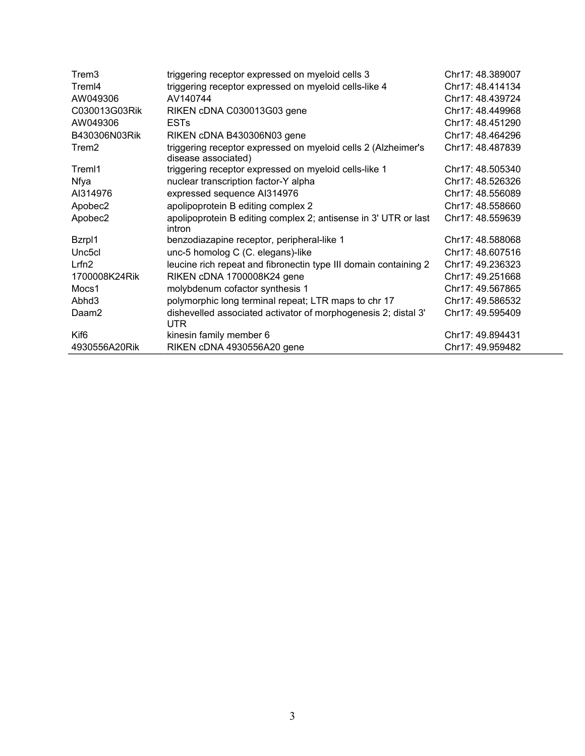| | | |
|---|---|---|
| Trem3 | triggering receptor expressed on myeloid cells 3 | Chr17: 48.389007 |
| Treml4 | triggering receptor expressed on myeloid cells-like 4 | Chr17: 48.414134 |
| AW049306 | AV140744 | Chr17: 48.439724 |
| C030013G03Rik | RIKEN cDNA C030013G03 gene | Chr17: 48.449968 |
| AW049306 | ESTs | Chr17: 48.451290 |
| B430306N03Rik | RIKEN cDNA B430306N03 gene | Chr17: 48.464296 |
| Trem2 | triggering receptor expressed on myeloid cells 2 (Alzheimer's disease associated) | Chr17: 48.487839 |
| Treml1 | triggering receptor expressed on myeloid cells-like 1 | Chr17: 48.505340 |
| Nfya | nuclear transcription factor-Y alpha | Chr17: 48.526326 |
| AI314976 | expressed sequence AI314976 | Chr17: 48.556089 |
| Apobec2 | apolipoprotein B editing complex 2 | Chr17: 48.558660 |
| Apobec2 | apolipoprotein B editing complex 2; antisense in 3' UTR or last intron | Chr17: 48.559639 |
| Bzrpl1 | benzodiazapine receptor, peripheral-like 1 | Chr17: 48.588068 |
| Unc5cl | unc-5 homolog C (C. elegans)-like | Chr17: 48.607516 |
| Lrfn2 | leucine rich repeat and fibronectin type III domain containing 2 | Chr17: 49.236323 |
| 1700008K24Rik | RIKEN cDNA 1700008K24 gene | Chr17: 49.251668 |
| Mocs1 | molybdenum cofactor synthesis 1 | Chr17: 49.567865 |
| Abhd3 | polymorphic long terminal repeat; LTR maps to chr 17 | Chr17: 49.586532 |
| Daam2 | dishevelled associated activator of morphogenesis 2; distal 3' UTR | Chr17: 49.595409 |
| Kif6 | kinesin family member 6 | Chr17: 49.894431 |
| 4930556A20Rik | RIKEN cDNA 4930556A20 gene | Chr17: 49.959482 |